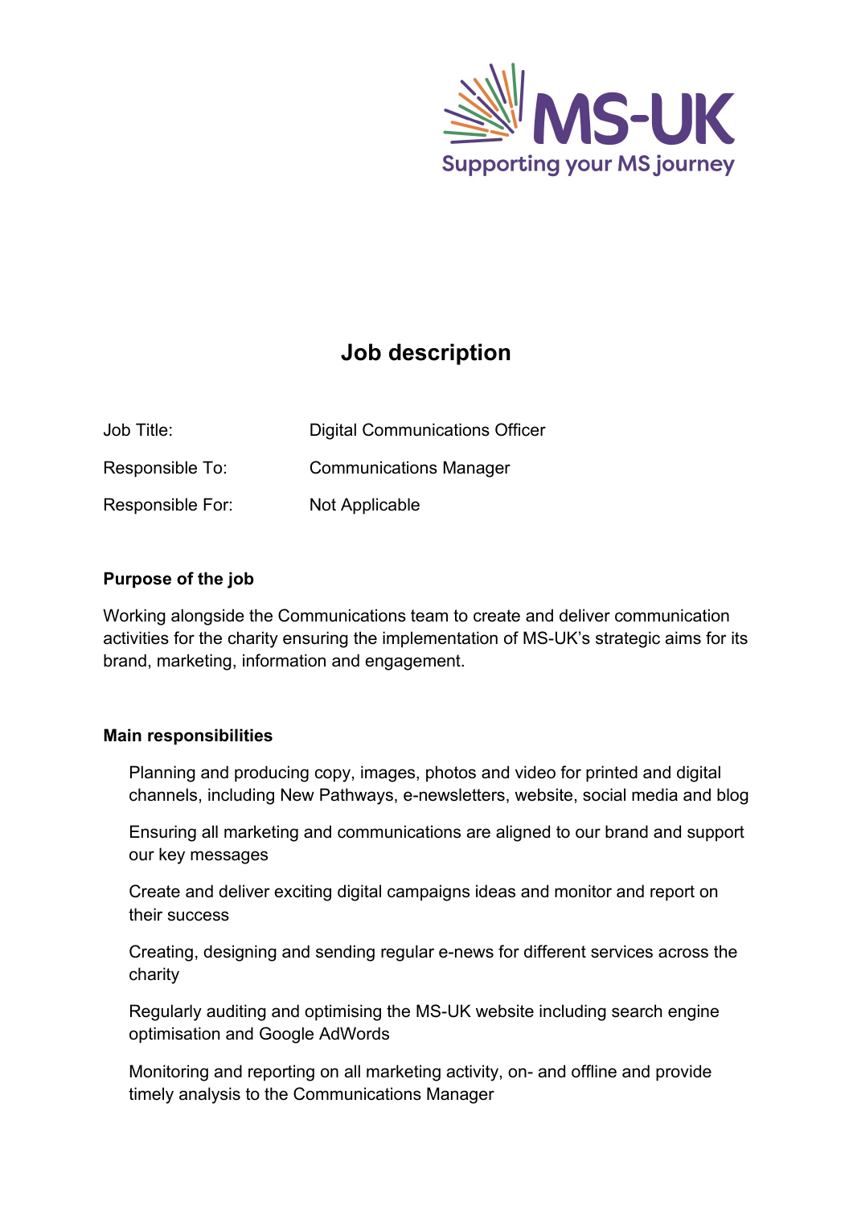MS-UK

Supporting your MS journey

# Job description

| | |
|---|---|
| Job Title: | Digital Communications Officer |
| Responsible To: | Communications Manager |
| Responsible For: | Not Applicable |

**Purpose of the job**

Working alongside the Communications team to create and deliver communication activities for the charity ensuring the implementation of MS-UK's strategic aims for its brand, marketing, information and engagement.

**Main responsibilities**

- Planning and producing copy, images, photos and video for printed and digital channels, including New Pathways, e-newsletters, website, social media and blog
- Ensuring all marketing and communications are aligned to our brand and support our key messages
- Create and deliver exciting digital campaigns ideas and monitor and report on their success
- Creating, designing and sending regular e-news for different services across the charity
- Regularly auditing and optimising the MS-UK website including search engine optimisation and Google AdWords
- Monitoring and reporting on all marketing activity, on- and offline and provide timely analysis to the Communications Manager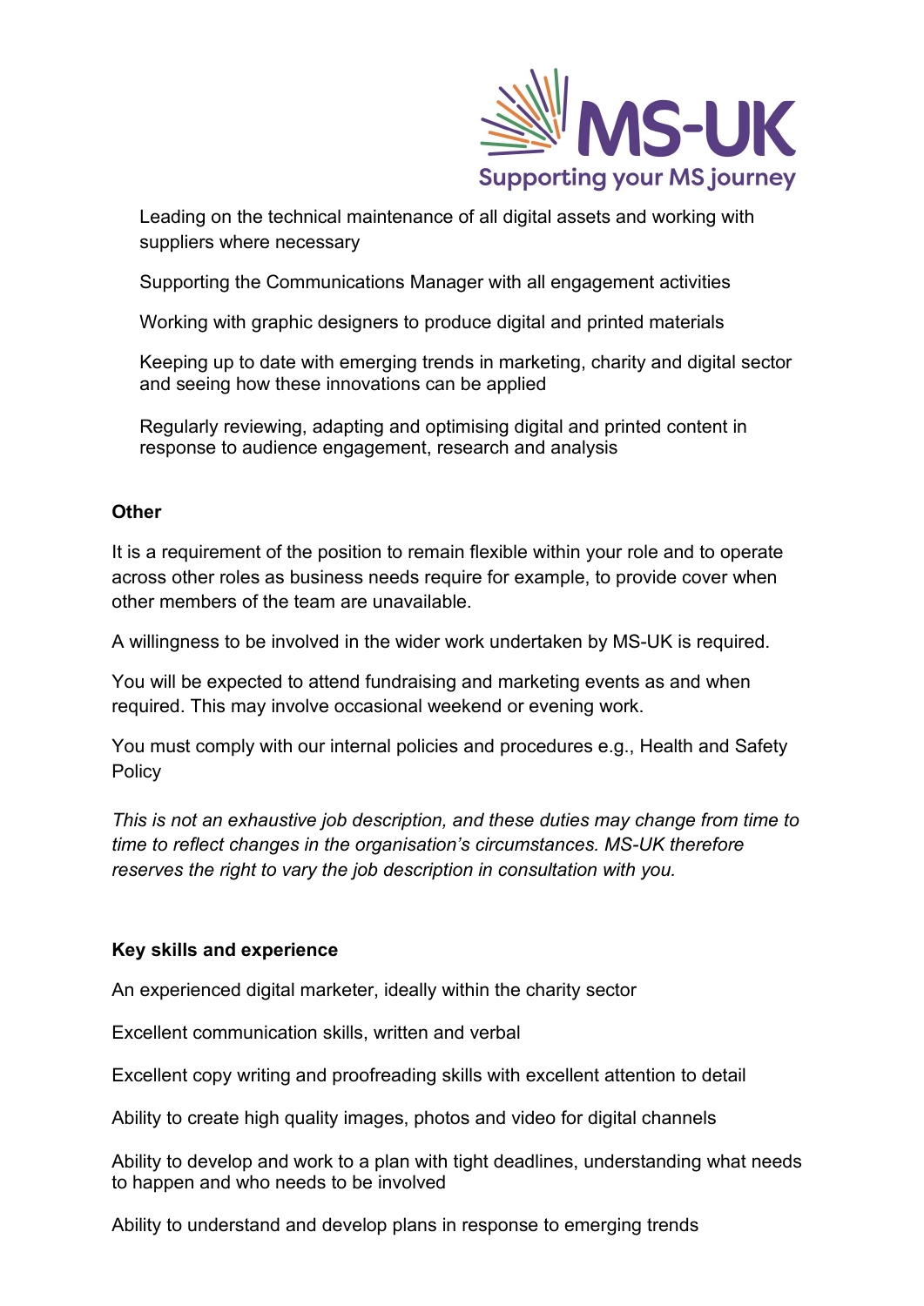Leading on the technical maintenance of all digital assets and working with suppliers where necessary

Supporting the Communications Manager with all engagement activities

Working with graphic designers to produce digital and printed materials

Keeping up to date with emerging trends in marketing, charity and digital sector and seeing how these innovations can be applied

Regularly reviewing, adapting and optimising digital and printed content in response to audience engagement, research and analysis

**Other**

It is a requirement of the position to remain flexible within your role and to operate across other roles as business needs require for example, to provide cover when other members of the team are unavailable.

A willingness to be involved in the wider work undertaken by MS-UK is required.

You will be expected to attend fundraising and marketing events as and when required. This may involve occasional weekend or evening work.

You must comply with our internal policies and procedures e.g., Health and Safety Policy

*This is not an exhaustive job description, and these duties may change from time to time to reflect changes in the organisation's circumstances. MS-UK therefore reserves the right to vary the job description in consultation with you.*

**Key skills and experience**

An experienced digital marketer, ideally within the charity sector

Excellent communication skills, written and verbal

Excellent copy writing and proofreading skills with excellent attention to detail

Ability to create high quality images, photos and video for digital channels

Ability to develop and work to a plan with tight deadlines, understanding what needs to happen and who needs to be involved

Ability to understand and develop plans in response to emerging trends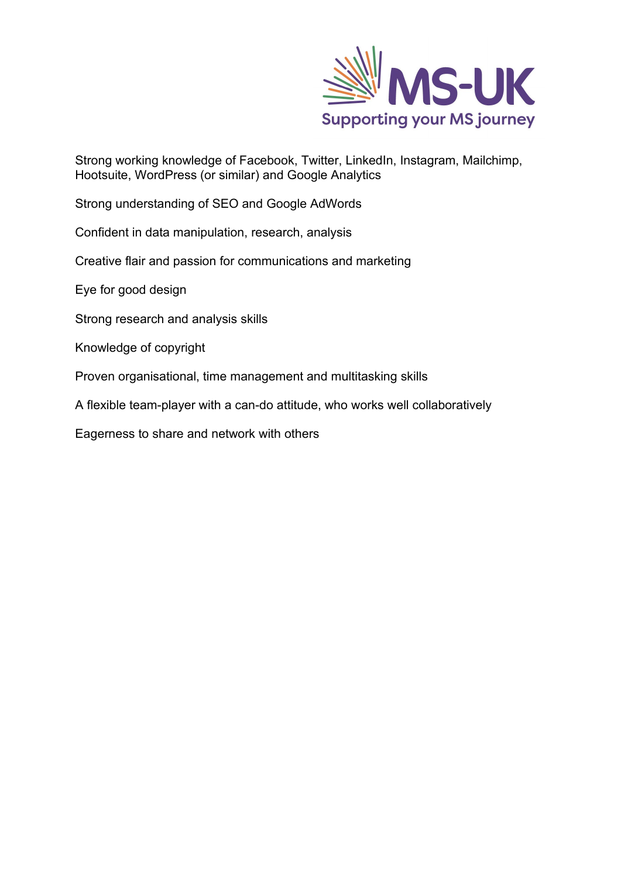Strong working knowledge of Facebook, Twitter, LinkedIn, Instagram, Mailchimp, Hootsuite, WordPress (or similar) and Google Analytics

Strong understanding of SEO and Google AdWords

Confident in data manipulation, research, analysis

Creative flair and passion for communications and marketing

Eye for good design

Strong research and analysis skills

Knowledge of copyright

Proven organisational, time management and multitasking skills

A flexible team-player with a can-do attitude, who works well collaboratively

Eagerness to share and network with others